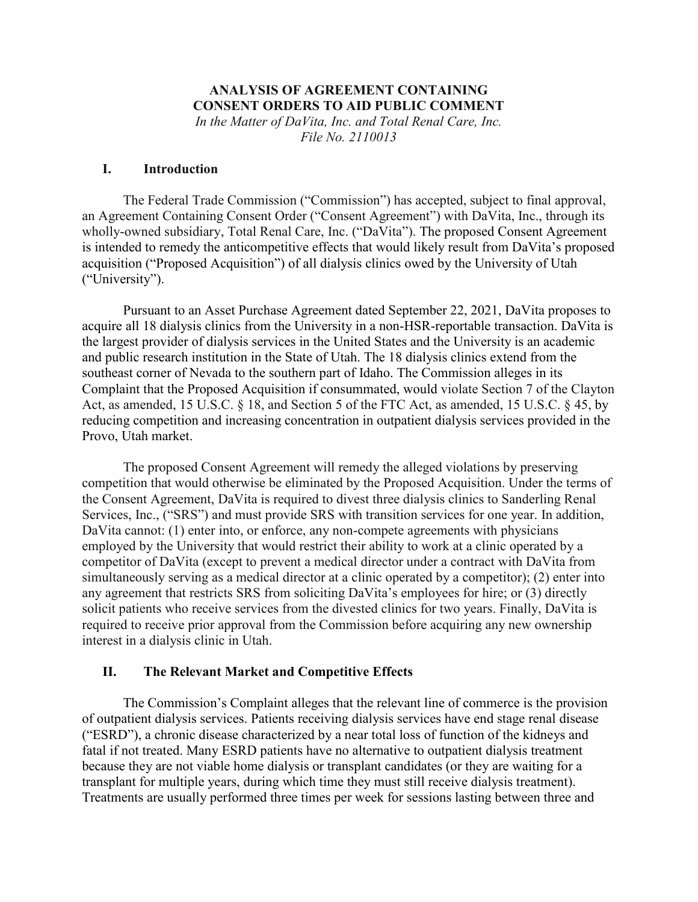**ANALYSIS OF AGREEMENT CONTAINING CONSENT ORDERS TO AID PUBLIC COMMENT**

*In the Matter of DaVita, Inc. and Total Renal Care, Inc.*
*File No. 2110013*

## I. Introduction

The Federal Trade Commission ("Commission") has accepted, subject to final approval, an Agreement Containing Consent Order ("Consent Agreement") with DaVita, Inc., through its wholly-owned subsidiary, Total Renal Care, Inc. ("DaVita"). The proposed Consent Agreement is intended to remedy the anticompetitive effects that would likely result from DaVita's proposed acquisition ("Proposed Acquisition") of all dialysis clinics owed by the University of Utah ("University").

Pursuant to an Asset Purchase Agreement dated September 22, 2021, DaVita proposes to acquire all 18 dialysis clinics from the University in a non-HSR-reportable transaction. DaVita is the largest provider of dialysis services in the United States and the University is an academic and public research institution in the State of Utah. The 18 dialysis clinics extend from the southeast corner of Nevada to the southern part of Idaho. The Commission alleges in its Complaint that the Proposed Acquisition if consummated, would violate Section 7 of the Clayton Act, as amended, 15 U.S.C. § 18, and Section 5 of the FTC Act, as amended, 15 U.S.C. § 45, by reducing competition and increasing concentration in outpatient dialysis services provided in the Provo, Utah market.

The proposed Consent Agreement will remedy the alleged violations by preserving competition that would otherwise be eliminated by the Proposed Acquisition. Under the terms of the Consent Agreement, DaVita is required to divest three dialysis clinics to Sanderling Renal Services, Inc., ("SRS") and must provide SRS with transition services for one year. In addition, DaVita cannot: (1) enter into, or enforce, any non-compete agreements with physicians employed by the University that would restrict their ability to work at a clinic operated by a competitor of DaVita (except to prevent a medical director under a contract with DaVita from simultaneously serving as a medical director at a clinic operated by a competitor); (2) enter into any agreement that restricts SRS from soliciting DaVita's employees for hire; or (3) directly solicit patients who receive services from the divested clinics for two years. Finally, DaVita is required to receive prior approval from the Commission before acquiring any new ownership interest in a dialysis clinic in Utah.

## II. The Relevant Market and Competitive Effects

The Commission's Complaint alleges that the relevant line of commerce is the provision of outpatient dialysis services. Patients receiving dialysis services have end stage renal disease ("ESRD"), a chronic disease characterized by a near total loss of function of the kidneys and fatal if not treated. Many ESRD patients have no alternative to outpatient dialysis treatment because they are not viable home dialysis or transplant candidates (or they are waiting for a transplant for multiple years, during which time they must still receive dialysis treatment). Treatments are usually performed three times per week for sessions lasting between three and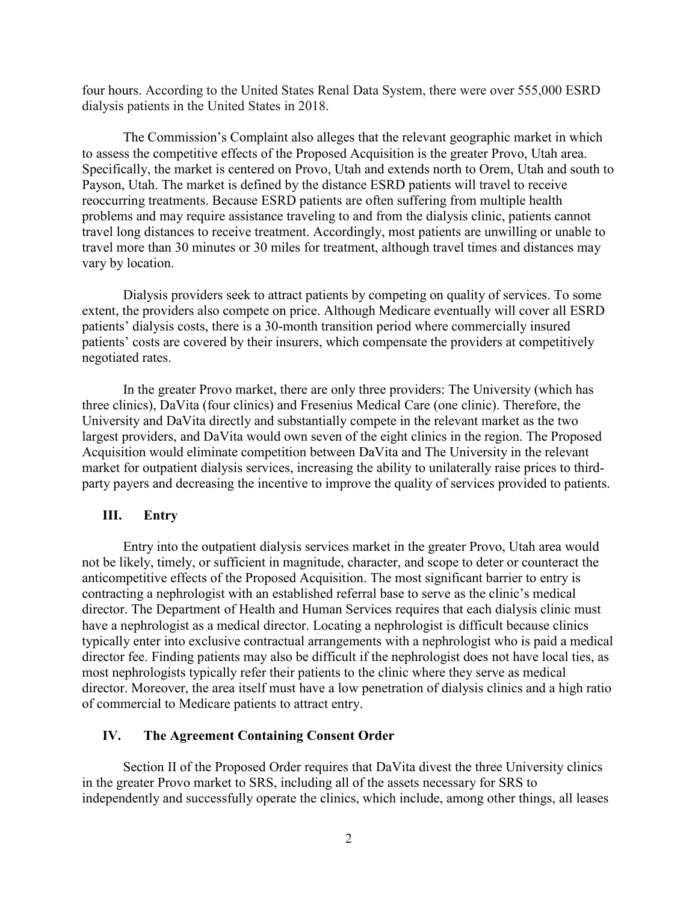four hours. According to the United States Renal Data System, there were over 555,000 ESRD dialysis patients in the United States in 2018.

The Commission's Complaint also alleges that the relevant geographic market in which to assess the competitive effects of the Proposed Acquisition is the greater Provo, Utah area. Specifically, the market is centered on Provo, Utah and extends north to Orem, Utah and south to Payson, Utah. The market is defined by the distance ESRD patients will travel to receive reoccurring treatments. Because ESRD patients are often suffering from multiple health problems and may require assistance traveling to and from the dialysis clinic, patients cannot travel long distances to receive treatment. Accordingly, most patients are unwilling or unable to travel more than 30 minutes or 30 miles for treatment, although travel times and distances may vary by location.

Dialysis providers seek to attract patients by competing on quality of services. To some extent, the providers also compete on price. Although Medicare eventually will cover all ESRD patients' dialysis costs, there is a 30-month transition period where commercially insured patients' costs are covered by their insurers, which compensate the providers at competitively negotiated rates.

In the greater Provo market, there are only three providers: The University (which has three clinics), DaVita (four clinics) and Fresenius Medical Care (one clinic). Therefore, the University and DaVita directly and substantially compete in the relevant market as the two largest providers, and DaVita would own seven of the eight clinics in the region. The Proposed Acquisition would eliminate competition between DaVita and The University in the relevant market for outpatient dialysis services, increasing the ability to unilaterally raise prices to third-party payers and decreasing the incentive to improve the quality of services provided to patients.

## III. Entry

Entry into the outpatient dialysis services market in the greater Provo, Utah area would not be likely, timely, or sufficient in magnitude, character, and scope to deter or counteract the anticompetitive effects of the Proposed Acquisition. The most significant barrier to entry is contracting a nephrologist with an established referral base to serve as the clinic's medical director. The Department of Health and Human Services requires that each dialysis clinic must have a nephrologist as a medical director. Locating a nephrologist is difficult because clinics typically enter into exclusive contractual arrangements with a nephrologist who is paid a medical director fee. Finding patients may also be difficult if the nephrologist does not have local ties, as most nephrologists typically refer their patients to the clinic where they serve as medical director. Moreover, the area itself must have a low penetration of dialysis clinics and a high ratio of commercial to Medicare patients to attract entry.

## IV. The Agreement Containing Consent Order

Section II of the Proposed Order requires that DaVita divest the three University clinics in the greater Provo market to SRS, including all of the assets necessary for SRS to independently and successfully operate the clinics, which include, among other things, all leases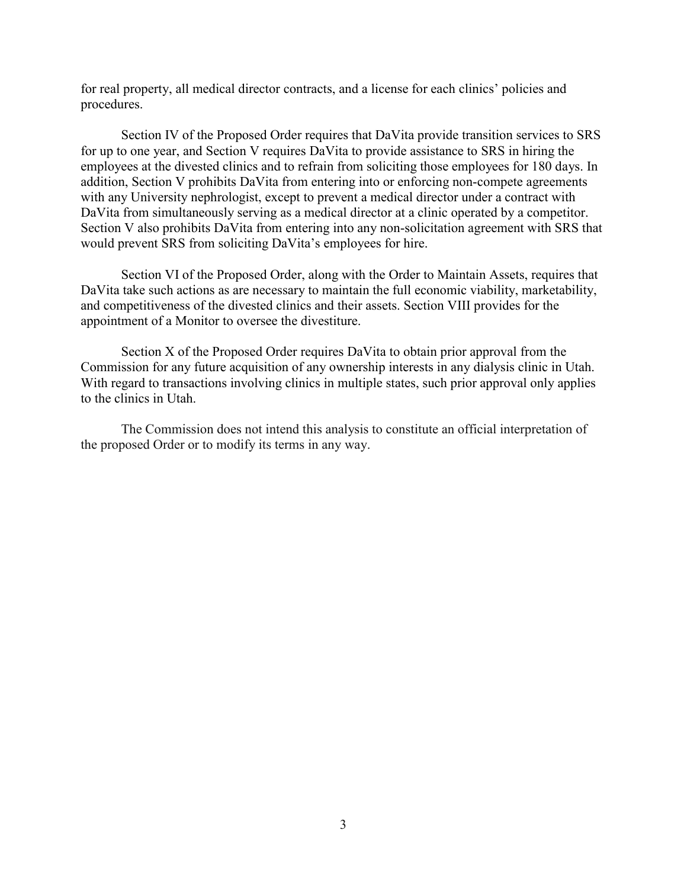for real property, all medical director contracts, and a license for each clinics' policies and procedures.

Section IV of the Proposed Order requires that DaVita provide transition services to SRS for up to one year, and Section V requires DaVita to provide assistance to SRS in hiring the employees at the divested clinics and to refrain from soliciting those employees for 180 days. In addition, Section V prohibits DaVita from entering into or enforcing non-compete agreements with any University nephrologist, except to prevent a medical director under a contract with DaVita from simultaneously serving as a medical director at a clinic operated by a competitor. Section V also prohibits DaVita from entering into any non-solicitation agreement with SRS that would prevent SRS from soliciting DaVita's employees for hire.

Section VI of the Proposed Order, along with the Order to Maintain Assets, requires that DaVita take such actions as are necessary to maintain the full economic viability, marketability, and competitiveness of the divested clinics and their assets. Section VIII provides for the appointment of a Monitor to oversee the divestiture.

Section X of the Proposed Order requires DaVita to obtain prior approval from the Commission for any future acquisition of any ownership interests in any dialysis clinic in Utah. With regard to transactions involving clinics in multiple states, such prior approval only applies to the clinics in Utah.

The Commission does not intend this analysis to constitute an official interpretation of the proposed Order or to modify its terms in any way.